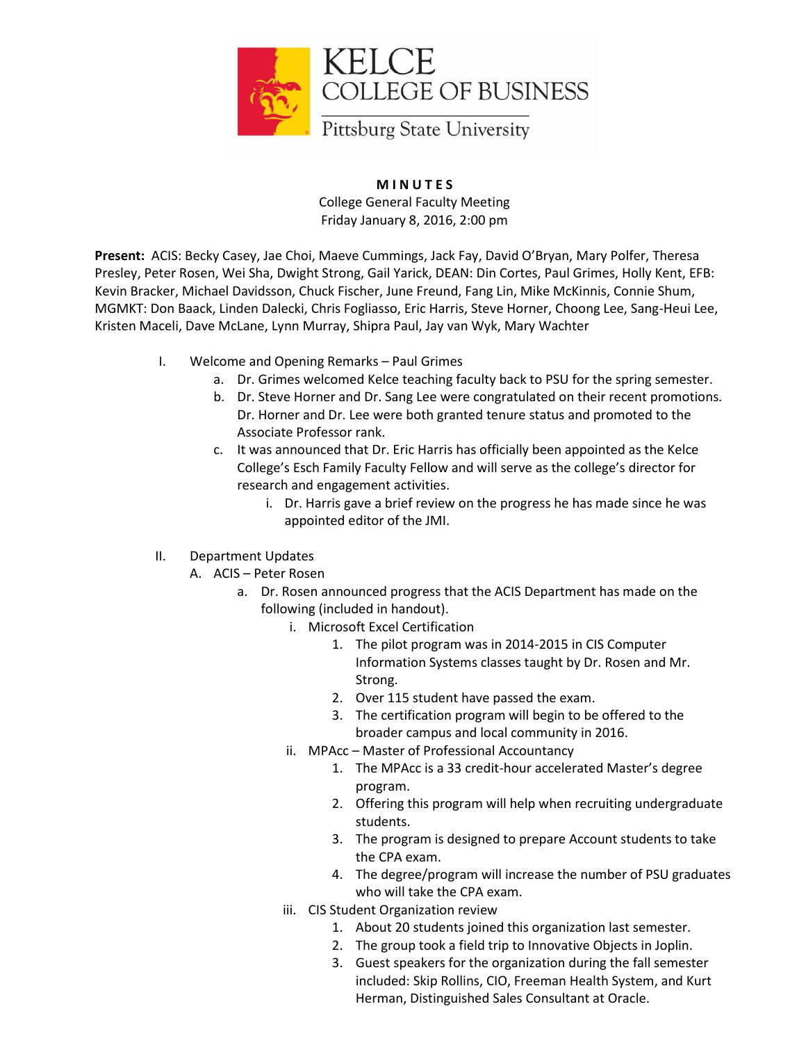KELCE COLLEGE OF BUSINESS

Pittsburg State University

**M I N U T E S**

College General Faculty Meeting
Friday January 8, 2016, 2:00 pm

**Present:** ACIS: Becky Casey, Jae Choi, Maeve Cummings, Jack Fay, David O'Bryan, Mary Polfer, Theresa Presley, Peter Rosen, Wei Sha, Dwight Strong, Gail Yarick, DEAN: Din Cortes, Paul Grimes, Holly Kent, EFB: Kevin Bracker, Michael Davidsson, Chuck Fischer, June Freund, Fang Lin, Mike McKinnis, Connie Shum, MGMKT: Don Baack, Linden Dalecki, Chris Fogliasso, Eric Harris, Steve Horner, Choong Lee, Sang-Heui Lee, Kristen Maceli, Dave McLane, Lynn Murray, Shipra Paul, Jay van Wyk, Mary Wachter

I. Welcome and Opening Remarks – Paul Grimes
   a. Dr. Grimes welcomed Kelce teaching faculty back to PSU for the spring semester.
   b. Dr. Steve Horner and Dr. Sang Lee were congratulated on their recent promotions. Dr. Horner and Dr. Lee were both granted tenure status and promoted to the Associate Professor rank.
   c. It was announced that Dr. Eric Harris has officially been appointed as the Kelce College's Esch Family Faculty Fellow and will serve as the college's director for research and engagement activities.
      i. Dr. Harris gave a brief review on the progress he has made since he was appointed editor of the JMI.

II. Department Updates
   A. ACIS – Peter Rosen
      a. Dr. Rosen announced progress that the ACIS Department has made on the following (included in handout).
         i. Microsoft Excel Certification
            1. The pilot program was in 2014-2015 in CIS Computer Information Systems classes taught by Dr. Rosen and Mr. Strong.
            2. Over 115 student have passed the exam.
            3. The certification program will begin to be offered to the broader campus and local community in 2016.
         ii. MPAcc – Master of Professional Accountancy
            1. The MPAcc is a 33 credit-hour accelerated Master's degree program.
            2. Offering this program will help when recruiting undergraduate students.
            3. The program is designed to prepare Account students to take the CPA exam.
            4. The degree/program will increase the number of PSU graduates who will take the CPA exam.
         iii. CIS Student Organization review
            1. About 20 students joined this organization last semester.
            2. The group took a field trip to Innovative Objects in Joplin.
            3. Guest speakers for the organization during the fall semester included: Skip Rollins, CIO, Freeman Health System, and Kurt Herman, Distinguished Sales Consultant at Oracle.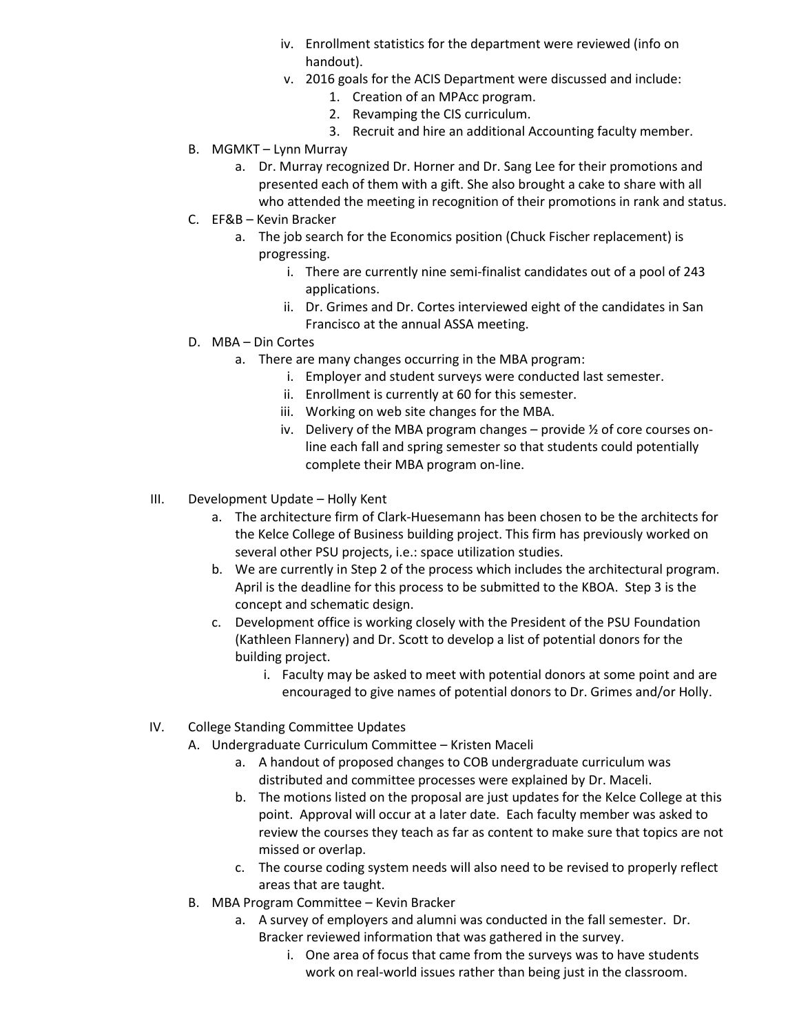- iv. Enrollment statistics for the department were reviewed (info on handout).
- v. 2016 goals for the ACIS Department were discussed and include:
  1. Creation of an MPAcc program.
  2. Revamping the CIS curriculum.
  3. Recruit and hire an additional Accounting faculty member.

B. MGMKT – Lynn Murray

- a. Dr. Murray recognized Dr. Horner and Dr. Sang Lee for their promotions and presented each of them with a gift. She also brought a cake to share with all who attended the meeting in recognition of their promotions in rank and status.

C. EF&B – Kevin Bracker

- a. The job search for the Economics position (Chuck Fischer replacement) is progressing.
  - i. There are currently nine semi-finalist candidates out of a pool of 243 applications.
  - ii. Dr. Grimes and Dr. Cortes interviewed eight of the candidates in San Francisco at the annual ASSA meeting.

D. MBA – Din Cortes

- a. There are many changes occurring in the MBA program:
  - i. Employer and student surveys were conducted last semester.
  - ii. Enrollment is currently at 60 for this semester.
  - iii. Working on web site changes for the MBA.
  - iv. Delivery of the MBA program changes – provide ½ of core courses on-line each fall and spring semester so that students could potentially complete their MBA program on-line.

III. Development Update – Holly Kent

- a. The architecture firm of Clark-Huesemann has been chosen to be the architects for the Kelce College of Business building project. This firm has previously worked on several other PSU projects, i.e.: space utilization studies.
- b. We are currently in Step 2 of the process which includes the architectural program. April is the deadline for this process to be submitted to the KBOA. Step 3 is the concept and schematic design.
- c. Development office is working closely with the President of the PSU Foundation (Kathleen Flannery) and Dr. Scott to develop a list of potential donors for the building project.
  - i. Faculty may be asked to meet with potential donors at some point and are encouraged to give names of potential donors to Dr. Grimes and/or Holly.

IV. College Standing Committee Updates

A. Undergraduate Curriculum Committee – Kristen Maceli

- a. A handout of proposed changes to COB undergraduate curriculum was distributed and committee processes were explained by Dr. Maceli.
- b. The motions listed on the proposal are just updates for the Kelce College at this point. Approval will occur at a later date. Each faculty member was asked to review the courses they teach as far as content to make sure that topics are not missed or overlap.
- c. The course coding system needs will also need to be revised to properly reflect areas that are taught.

B. MBA Program Committee – Kevin Bracker

- a. A survey of employers and alumni was conducted in the fall semester. Dr. Bracker reviewed information that was gathered in the survey.
  - i. One area of focus that came from the surveys was to have students work on real-world issues rather than being just in the classroom.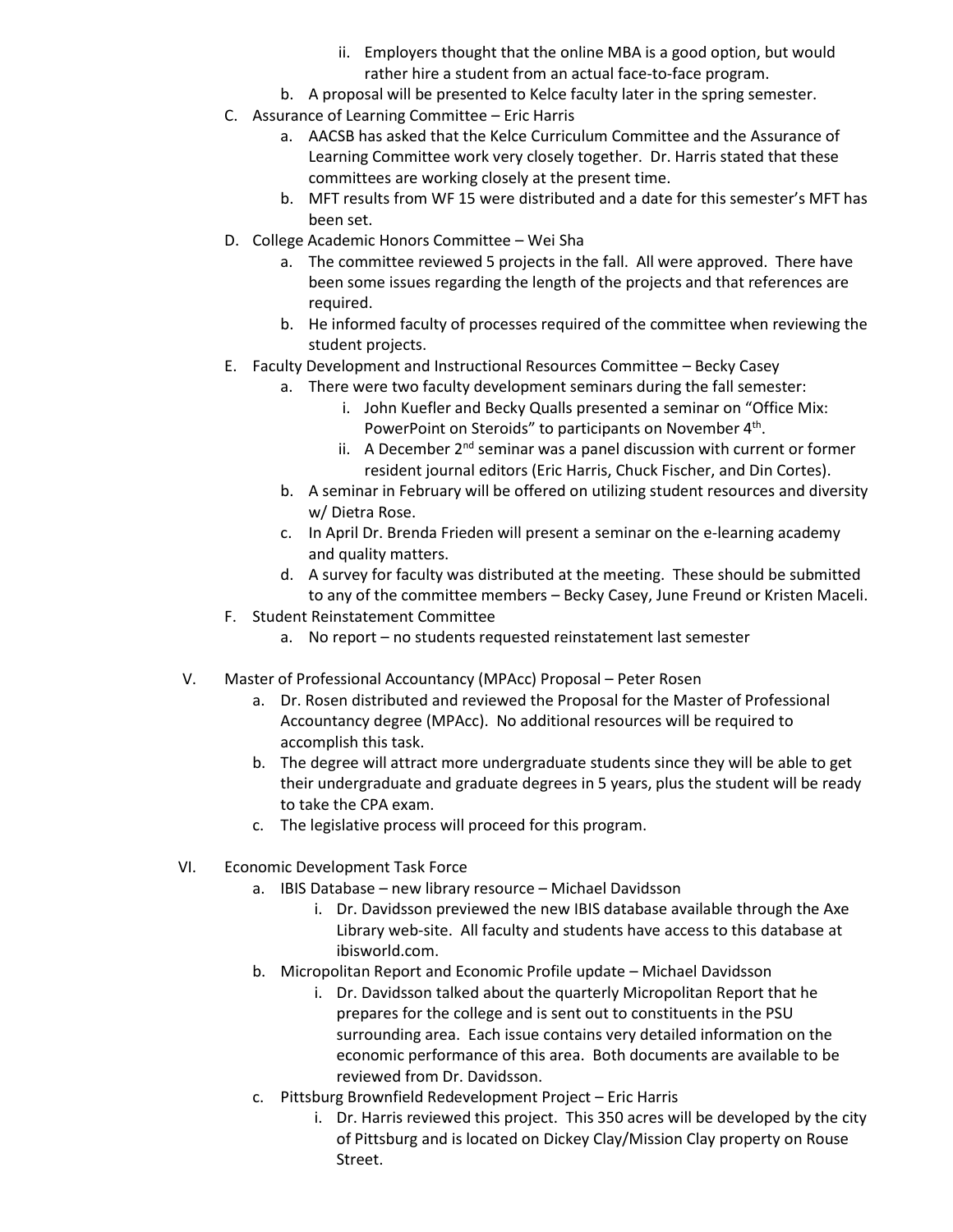ii. Employers thought that the online MBA is a good option, but would rather hire a student from an actual face-to-face program.
    b. A proposal will be presented to Kelce faculty later in the spring semester.

C. Assurance of Learning Committee – Eric Harris
    a. AACSB has asked that the Kelce Curriculum Committee and the Assurance of Learning Committee work very closely together. Dr. Harris stated that these committees are working closely at the present time.
    b. MFT results from WF 15 were distributed and a date for this semester's MFT has been set.

D. College Academic Honors Committee – Wei Sha
    a. The committee reviewed 5 projects in the fall. All were approved. There have been some issues regarding the length of the projects and that references are required.
    b. He informed faculty of processes required of the committee when reviewing the student projects.

E. Faculty Development and Instructional Resources Committee – Becky Casey
    a. There were two faculty development seminars during the fall semester:
        i. John Kuefler and Becky Qualls presented a seminar on "Office Mix: PowerPoint on Steroids" to participants on November 4th.
        ii. A December 2nd seminar was a panel discussion with current or former resident journal editors (Eric Harris, Chuck Fischer, and Din Cortes).
    b. A seminar in February will be offered on utilizing student resources and diversity w/ Dietra Rose.
    c. In April Dr. Brenda Frieden will present a seminar on the e-learning academy and quality matters.
    d. A survey for faculty was distributed at the meeting. These should be submitted to any of the committee members – Becky Casey, June Freund or Kristen Maceli.

F. Student Reinstatement Committee
    a. No report – no students requested reinstatement last semester

V. Master of Professional Accountancy (MPAcc) Proposal – Peter Rosen
    a. Dr. Rosen distributed and reviewed the Proposal for the Master of Professional Accountancy degree (MPAcc). No additional resources will be required to accomplish this task.
    b. The degree will attract more undergraduate students since they will be able to get their undergraduate and graduate degrees in 5 years, plus the student will be ready to take the CPA exam.
    c. The legislative process will proceed for this program.

VI. Economic Development Task Force
    a. IBIS Database – new library resource – Michael Davidsson
        i. Dr. Davidsson previewed the new IBIS database available through the Axe Library web-site. All faculty and students have access to this database at ibisworld.com.
    b. Micropolitan Report and Economic Profile update – Michael Davidsson
        i. Dr. Davidsson talked about the quarterly Micropolitan Report that he prepares for the college and is sent out to constituents in the PSU surrounding area. Each issue contains very detailed information on the economic performance of this area. Both documents are available to be reviewed from Dr. Davidsson.
    c. Pittsburg Brownfield Redevelopment Project – Eric Harris
        i. Dr. Harris reviewed this project. This 350 acres will be developed by the city of Pittsburg and is located on Dickey Clay/Mission Clay property on Rouse Street.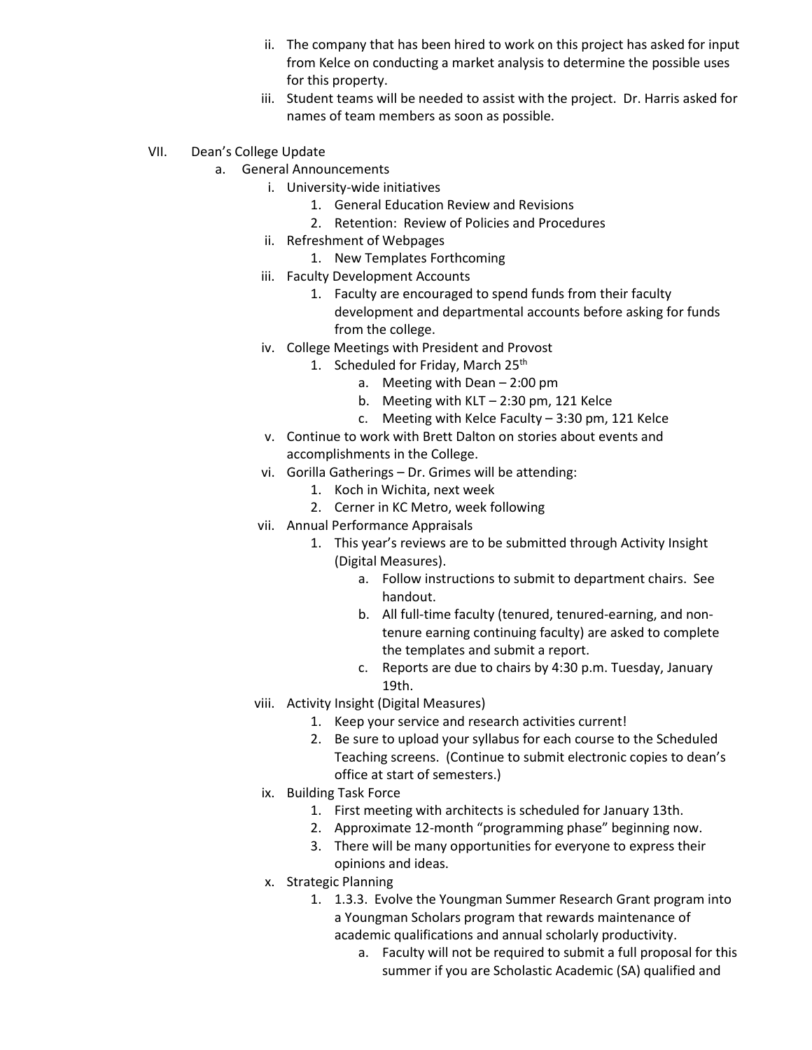ii. The company that has been hired to work on this project has asked for input from Kelce on conducting a market analysis to determine the possible uses for this property.
   iii. Student teams will be needed to assist with the project. Dr. Harris asked for names of team members as soon as possible.

VII. Dean's College Update

a. General Announcements

   i. University-wide initiatives
      1. General Education Review and Revisions
      2. Retention: Review of Policies and Procedures
   ii. Refreshment of Webpages
      1. New Templates Forthcoming
   iii. Faculty Development Accounts
      1. Faculty are encouraged to spend funds from their faculty development and departmental accounts before asking for funds from the college.
   iv. College Meetings with President and Provost
      1. Scheduled for Friday, March 25th
         a. Meeting with Dean – 2:00 pm
         b. Meeting with KLT – 2:30 pm, 121 Kelce
         c. Meeting with Kelce Faculty – 3:30 pm, 121 Kelce
   v. Continue to work with Brett Dalton on stories about events and accomplishments in the College.
   vi. Gorilla Gatherings – Dr. Grimes will be attending:
      1. Koch in Wichita, next week
      2. Cerner in KC Metro, week following
   vii. Annual Performance Appraisals
      1. This year's reviews are to be submitted through Activity Insight (Digital Measures).
         a. Follow instructions to submit to department chairs. See handout.
         b. All full-time faculty (tenured, tenured-earning, and non-tenure earning continuing faculty) are asked to complete the templates and submit a report.
         c. Reports are due to chairs by 4:30 p.m. Tuesday, January 19th.
   viii. Activity Insight (Digital Measures)
      1. Keep your service and research activities current!
      2. Be sure to upload your syllabus for each course to the Scheduled Teaching screens. (Continue to submit electronic copies to dean's office at start of semesters.)
   ix. Building Task Force
      1. First meeting with architects is scheduled for January 13th.
      2. Approximate 12-month "programming phase" beginning now.
      3. There will be many opportunities for everyone to express their opinions and ideas.
   x. Strategic Planning
      1. 1.3.3. Evolve the Youngman Summer Research Grant program into a Youngman Scholars program that rewards maintenance of academic qualifications and annual scholarly productivity.
         a. Faculty will not be required to submit a full proposal for this summer if you are Scholastic Academic (SA) qualified and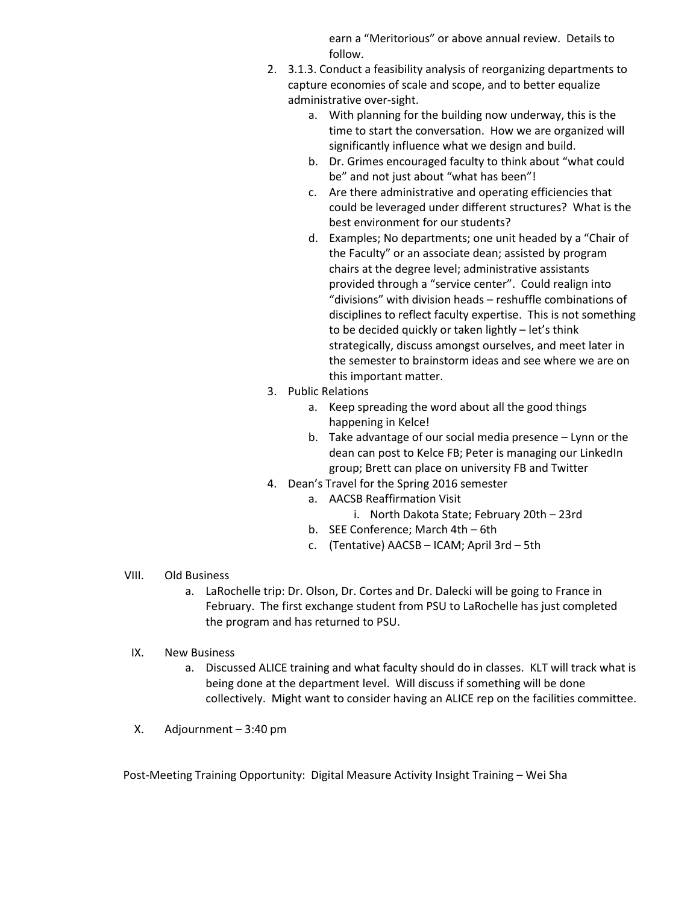earn a "Meritorious" or above annual review. Details to follow.

2. 3.1.3. Conduct a feasibility analysis of reorganizing departments to capture economies of scale and scope, and to better equalize administrative over-sight.
   a. With planning for the building now underway, this is the time to start the conversation. How we are organized will significantly influence what we design and build.
   b. Dr. Grimes encouraged faculty to think about "what could be" and not just about "what has been"!
   c. Are there administrative and operating efficiencies that could be leveraged under different structures? What is the best environment for our students?
   d. Examples; No departments; one unit headed by a "Chair of the Faculty" or an associate dean; assisted by program chairs at the degree level; administrative assistants provided through a "service center". Could realign into "divisions" with division heads – reshuffle combinations of disciplines to reflect faculty expertise. This is not something to be decided quickly or taken lightly – let's think strategically, discuss amongst ourselves, and meet later in the semester to brainstorm ideas and see where we are on this important matter.
3. Public Relations
   a. Keep spreading the word about all the good things happening in Kelce!
   b. Take advantage of our social media presence – Lynn or the dean can post to Kelce FB; Peter is managing our LinkedIn group; Brett can place on university FB and Twitter
4. Dean's Travel for the Spring 2016 semester
   a. AACSB Reaffirmation Visit
      i. North Dakota State; February 20th – 23rd
   b. SEE Conference; March 4th – 6th
   c. (Tentative) AACSB – ICAM; April 3rd – 5th

VIII. Old Business

a. LaRochelle trip: Dr. Olson, Dr. Cortes and Dr. Dalecki will be going to France in February. The first exchange student from PSU to LaRochelle has just completed the program and has returned to PSU.

IX. New Business

a. Discussed ALICE training and what faculty should do in classes. KLT will track what is being done at the department level. Will discuss if something will be done collectively. Might want to consider having an ALICE rep on the facilities committee.

X. Adjournment – 3:40 pm

Post-Meeting Training Opportunity: Digital Measure Activity Insight Training – Wei Sha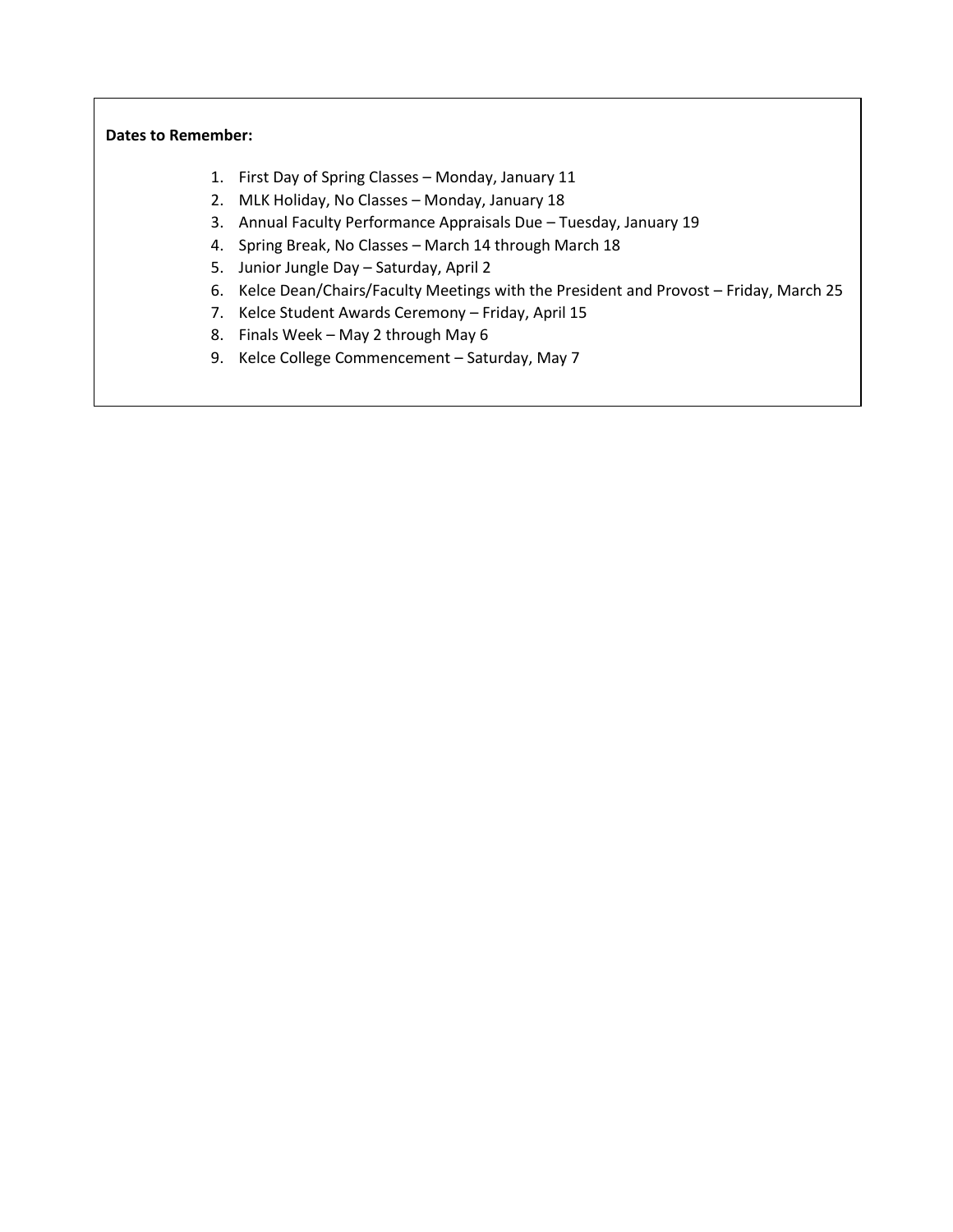**Dates to Remember:**

1. First Day of Spring Classes – Monday, January 11
2. MLK Holiday, No Classes – Monday, January 18
3. Annual Faculty Performance Appraisals Due – Tuesday, January 19
4. Spring Break, No Classes – March 14 through March 18
5. Junior Jungle Day – Saturday, April 2
6. Kelce Dean/Chairs/Faculty Meetings with the President and Provost – Friday, March 25
7. Kelce Student Awards Ceremony – Friday, April 15
8. Finals Week – May 2 through May 6
9. Kelce College Commencement – Saturday, May 7